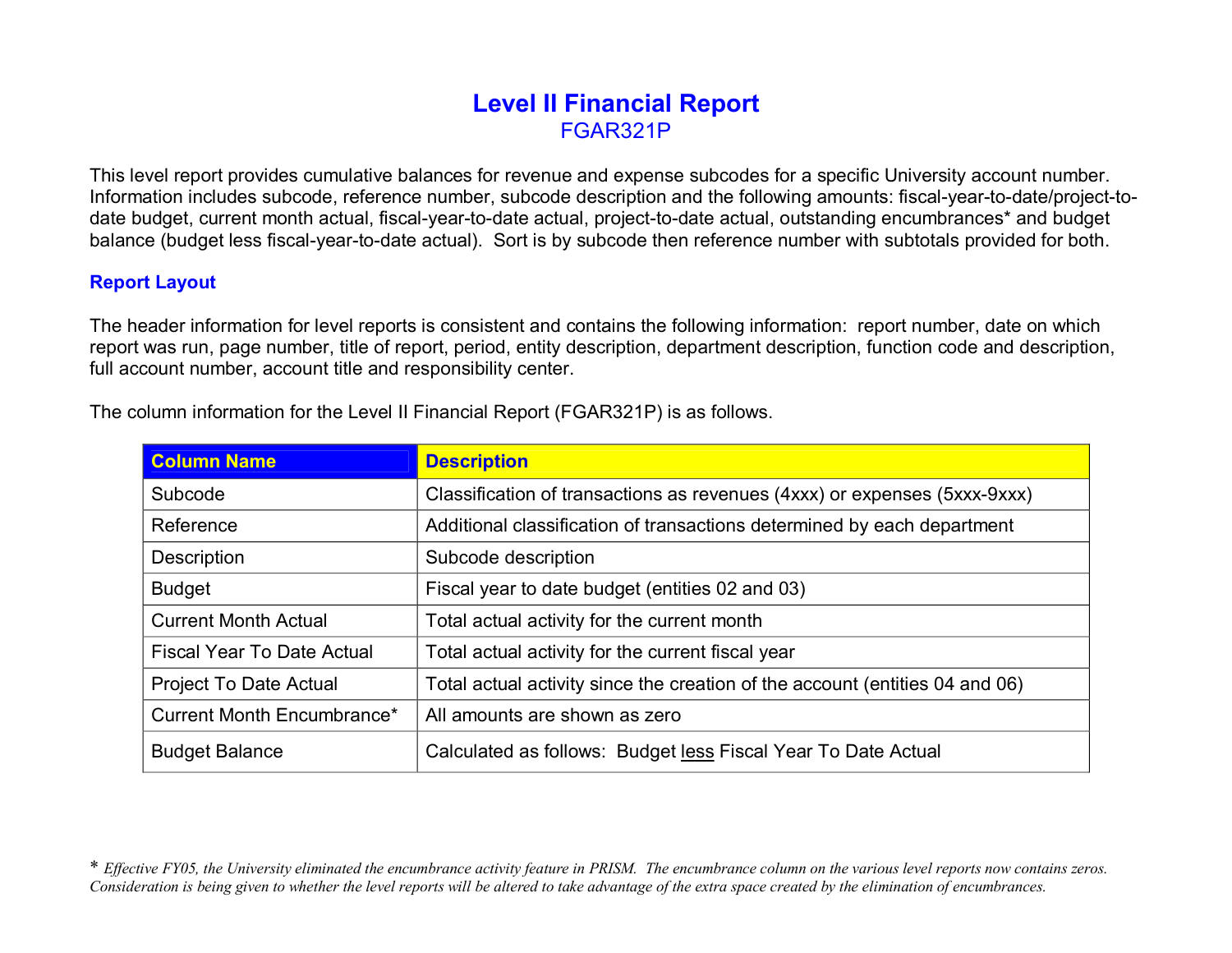# Level II Financial Report

## FGAR321P

This level report provides cumulative balances for revenue and expense subcodes for a specific University account number. Information includes subcode, reference number, subcode description and the following amounts: fiscal-year-to-date/project-to-date budget, current month actual, fiscal-year-to-date actual, project-to-date actual, outstanding encumbrances* and budget balance (budget less fiscal-year-to-date actual). Sort is by subcode then reference number with subtotals provided for both.

### Report Layout

The header information for level reports is consistent and contains the following information: report number, date on which report was run, page number, title of report, period, entity description, department description, function code and description, full account number, account title and responsibility center.

The column information for the Level II Financial Report (FGAR321P) is as follows.

| Column Name | Description |
|---|---|
| Subcode | Classification of transactions as revenues (4xxx) or expenses (5xxx-9xxx) |
| Reference | Additional classification of transactions determined by each department |
| Description | Subcode description |
| Budget | Fiscal year to date budget (entities 02 and 03) |
| Current Month Actual | Total actual activity for the current month |
| Fiscal Year To Date Actual | Total actual activity for the current fiscal year |
| Project To Date Actual | Total actual activity since the creation of the account (entities 04 and 06) |
| Current Month Encumbrance* | All amounts are shown as zero |
| Budget Balance | Calculated as follows: Budget less Fiscal Year To Date Actual |

* *Effective FY05, the University eliminated the encumbrance activity feature in PRISM. The encumbrance column on the various level reports now contains zeros. Consideration is being given to whether the level reports will be altered to take advantage of the extra space created by the elimination of encumbrances.*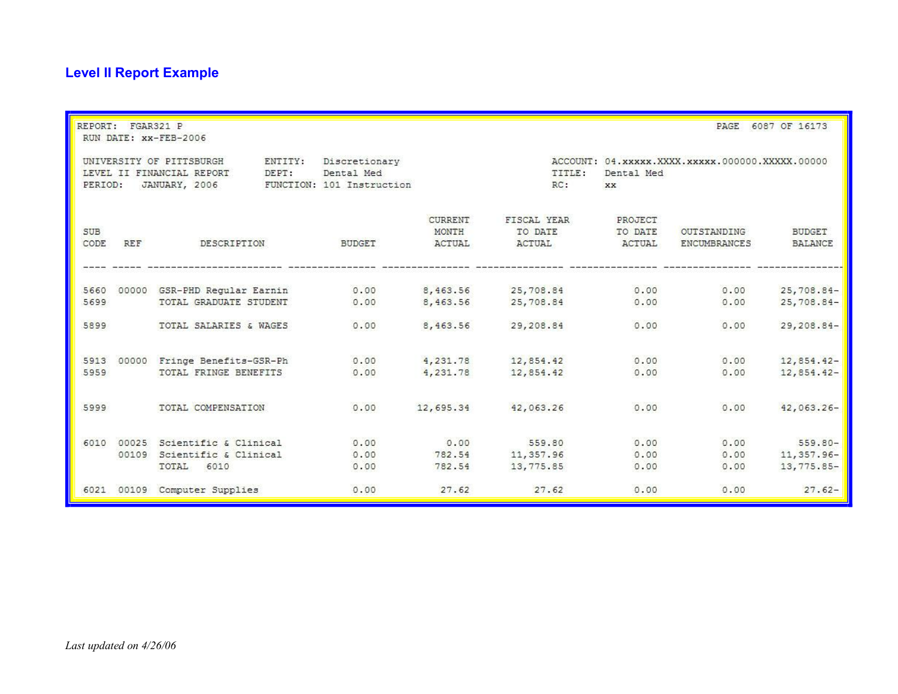## Level II Report Example

REPORT: FGAR321 P
RUN DATE: xx-FEB-2006

PAGE 6087 OF 16173

UNIVERSITY OF PITTSBURGH
LEVEL II FINANCIAL REPORT
PERIOD: JANUARY, 2006

ENTITY: Discretionary
DEPT: Dental Med
FUNCTION: 101 Instruction

ACCOUNT: 04.xxxxx.XXXX.xxxxx.000000.XXXXX.00000
TITLE: Dental Med
RC: xx

| SUB CODE | REF | DESCRIPTION | BUDGET | CURRENT MONTH ACTUAL | FISCAL YEAR TO DATE ACTUAL | PROJECT TO DATE ACTUAL | OUTSTANDING ENCUMBRANCES | BUDGET BALANCE |
|---|---|---|---|---|---|---|---|---|
| 5660 | 00000 | GSR-PHD Regular Earnin | 0.00 | 8,463.56 | 25,708.84 | 0.00 | 0.00 | 25,708.84- |
| 5699 | | TOTAL GRADUATE STUDENT | 0.00 | 8,463.56 | 25,708.84 | 0.00 | 0.00 | 25,708.84- |
| 5899 | | TOTAL SALARIES & WAGES | 0.00 | 8,463.56 | 29,208.84 | 0.00 | 0.00 | 29,208.84- |
| 5913 | 00000 | Fringe Benefits-GSR-Ph | 0.00 | 4,231.78 | 12,854.42 | 0.00 | 0.00 | 12,854.42- |
| 5959 | | TOTAL FRINGE BENEFITS | 0.00 | 4,231.78 | 12,854.42 | 0.00 | 0.00 | 12,854.42- |
| 5999 | | TOTAL COMPENSATION | 0.00 | 12,695.34 | 42,063.26 | 0.00 | 0.00 | 42,063.26- |
| 6010 | 00025 | Scientific & Clinical | 0.00 | 0.00 | 559.80 | 0.00 | 0.00 | 559.80- |
| | 00109 | Scientific & Clinical | 0.00 | 782.54 | 11,357.96 | 0.00 | 0.00 | 11,357.96- |
| | | TOTAL 6010 | 0.00 | 782.54 | 13,775.85 | 0.00 | 0.00 | 13,775.85- |
| 6021 | 00109 | Computer Supplies | 0.00 | 27.62 | 27.62 | 0.00 | 0.00 | 27.62- |

*Last updated on 4/26/06*